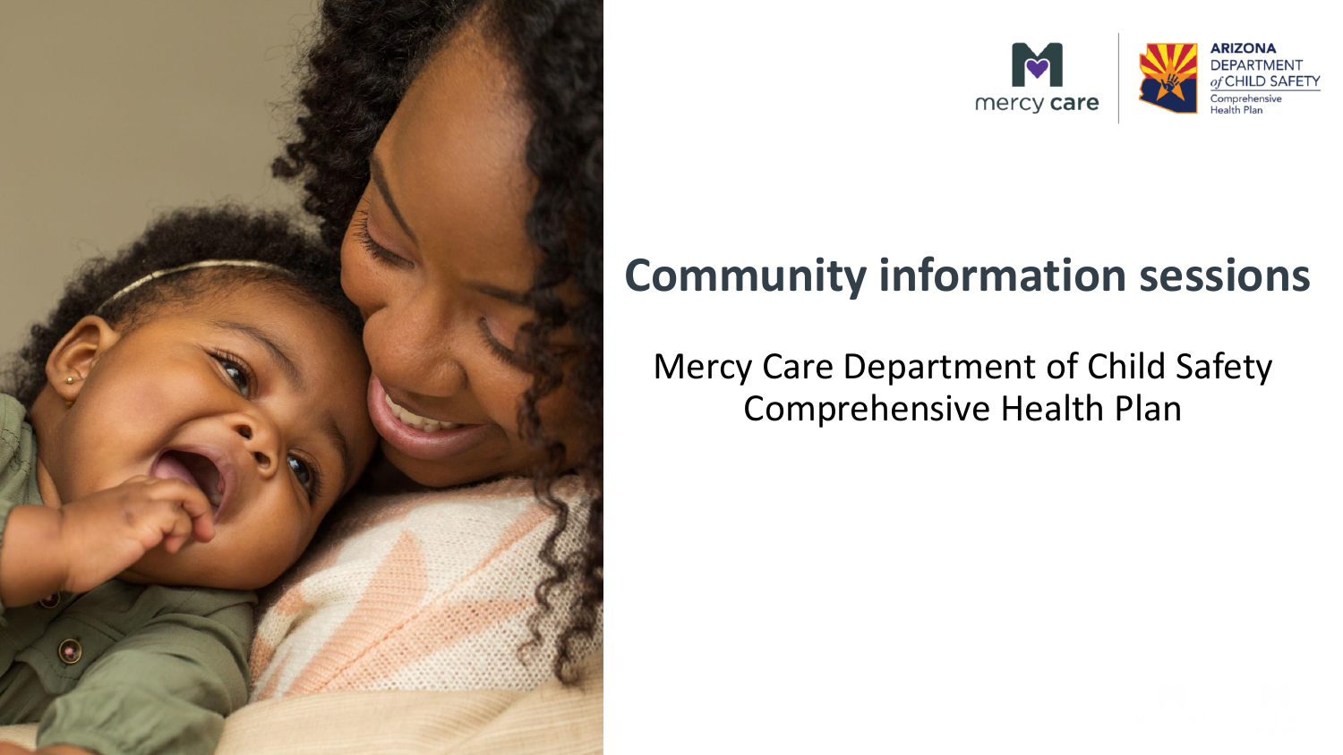# Community information sessions

Mercy Care Department of Child Safety Comprehensive Health Plan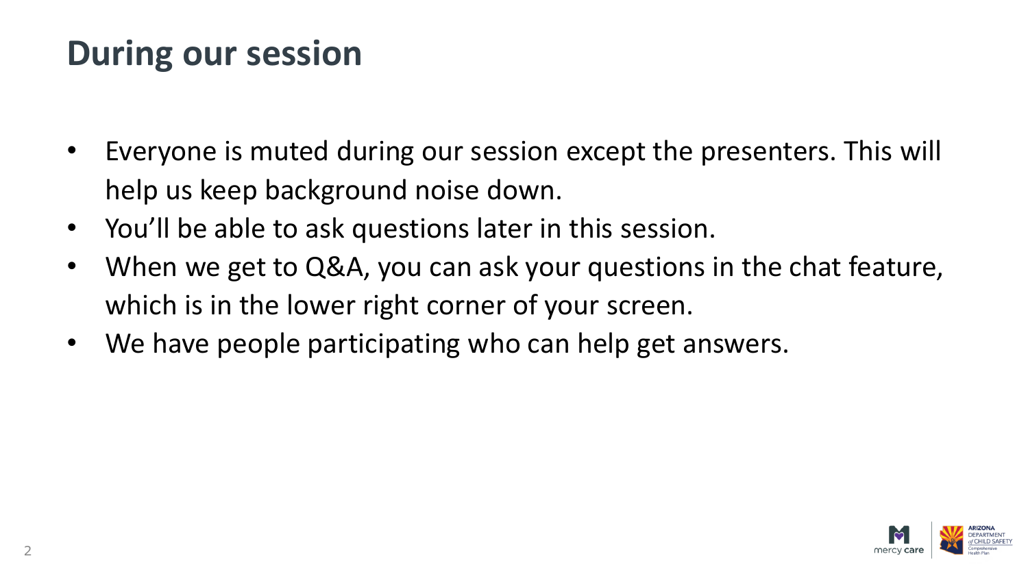# During our session

- Everyone is muted during our session except the presenters. This will help us keep background noise down.
- You'll be able to ask questions later in this session.
- When we get to Q&A, you can ask your questions in the chat feature, which is in the lower right corner of your screen.
- We have people participating who can help get answers.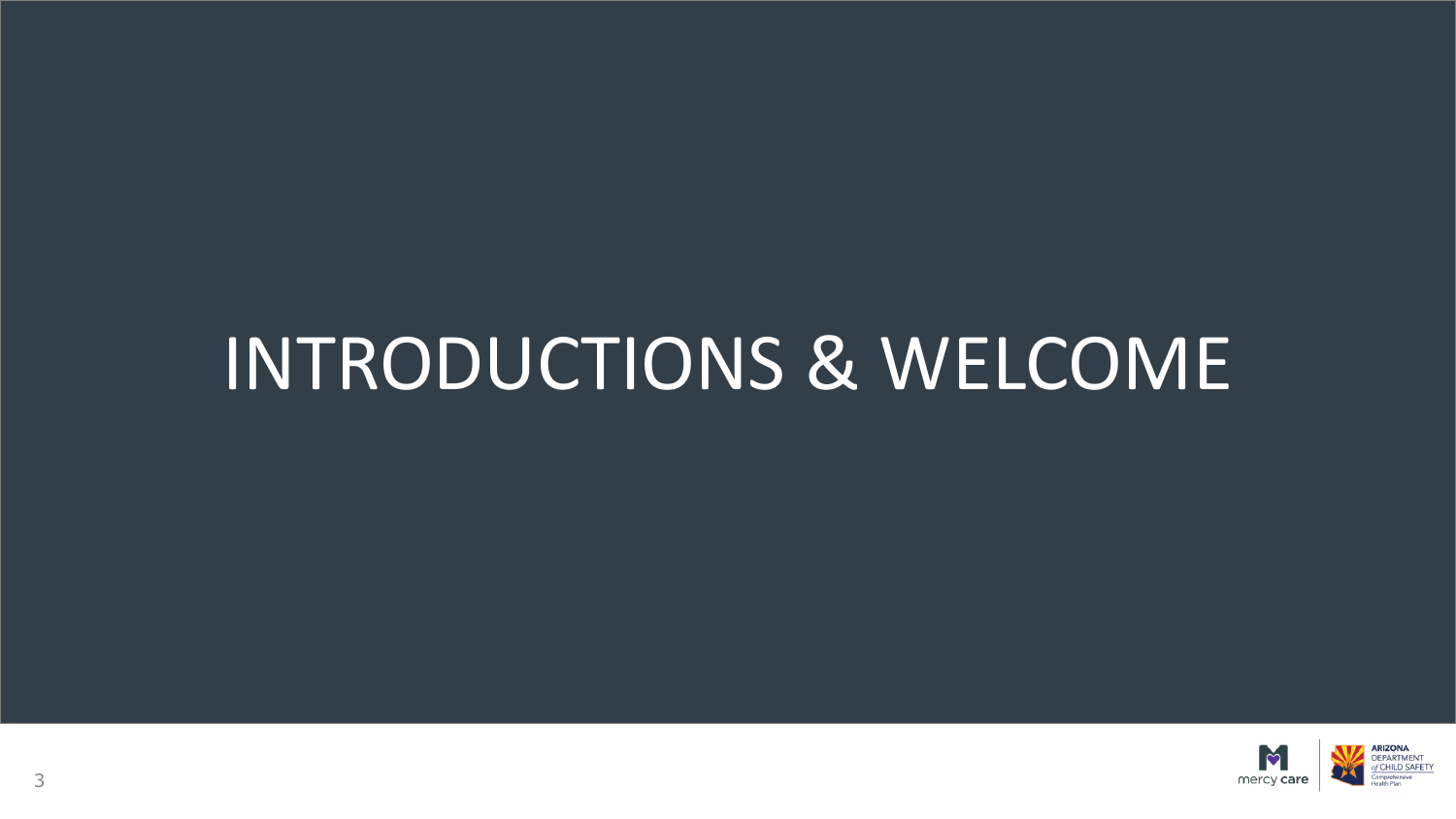# INTRODUCTIONS & WELCOME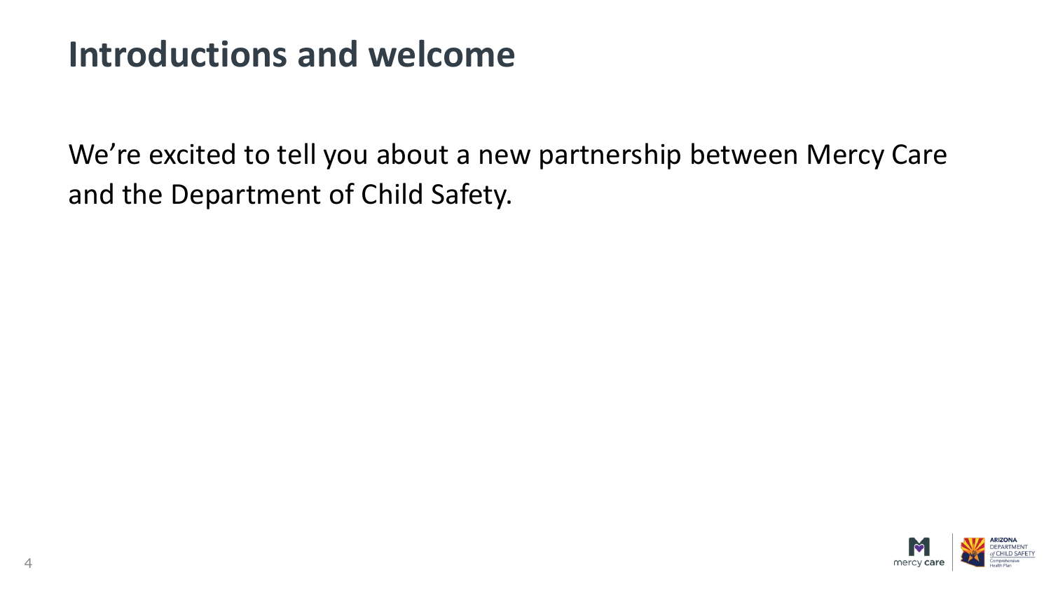# Introductions and welcome

We're excited to tell you about a new partnership between Mercy Care and the Department of Child Safety.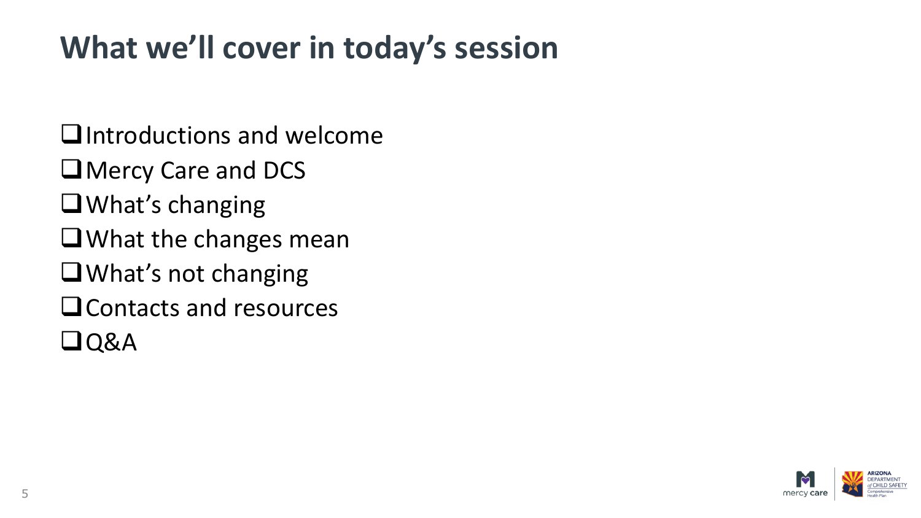# What we'll cover in today's session

- [ ] Introductions and welcome
- [ ] Mercy Care and DCS
- [ ] What's changing
- [ ] What the changes mean
- [ ] What's not changing
- [ ] Contacts and resources
- [ ] Q&A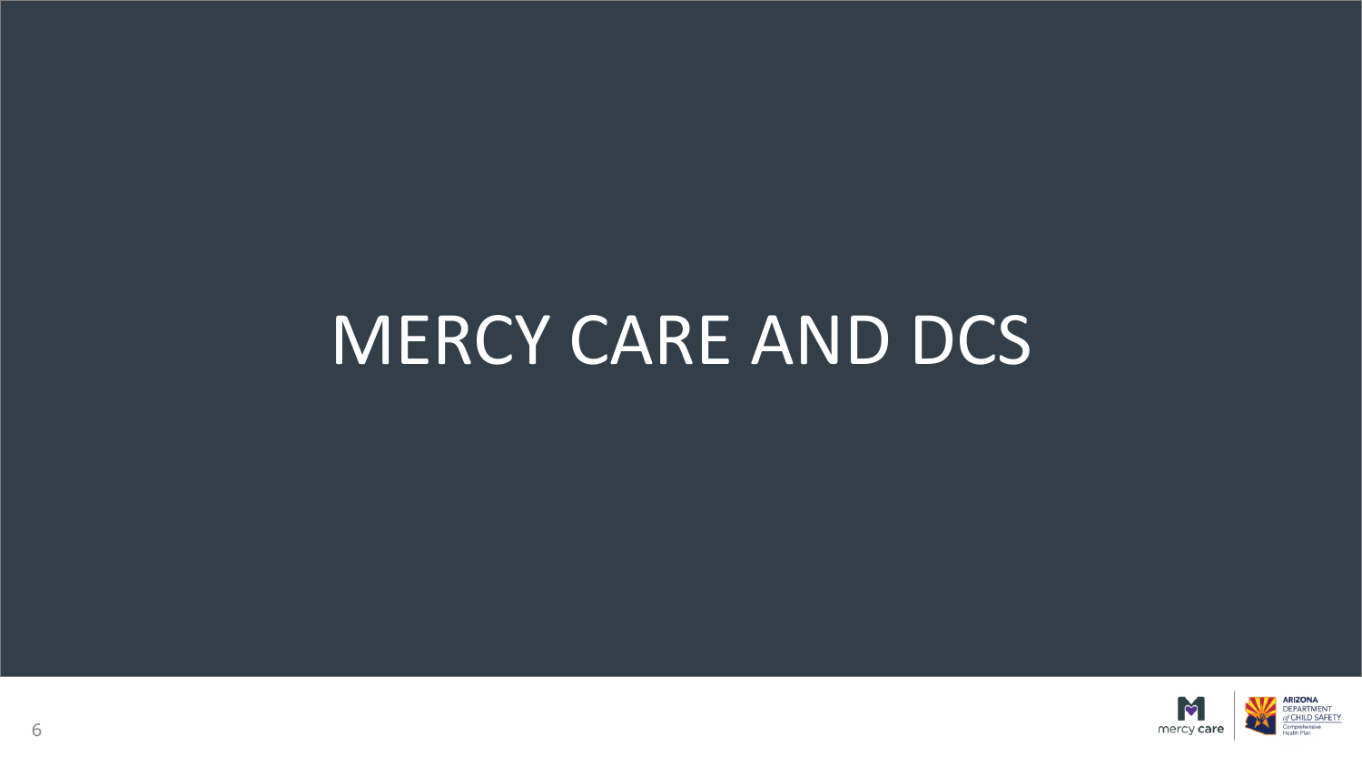# MERCY CARE AND DCS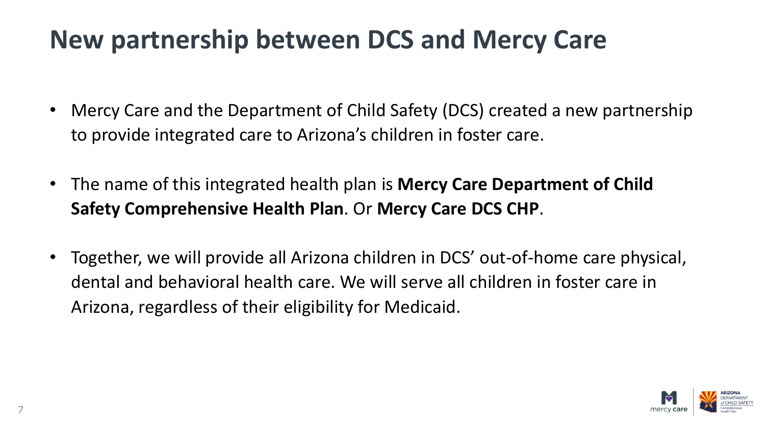# New partnership between DCS and Mercy Care

- Mercy Care and the Department of Child Safety (DCS) created a new partnership to provide integrated care to Arizona's children in foster care.
- The name of this integrated health plan is **Mercy Care Department of Child Safety Comprehensive Health Plan**. Or **Mercy Care DCS CHP**.
- Together, we will provide all Arizona children in DCS' out-of-home care physical, dental and behavioral health care. We will serve all children in foster care in Arizona, regardless of their eligibility for Medicaid.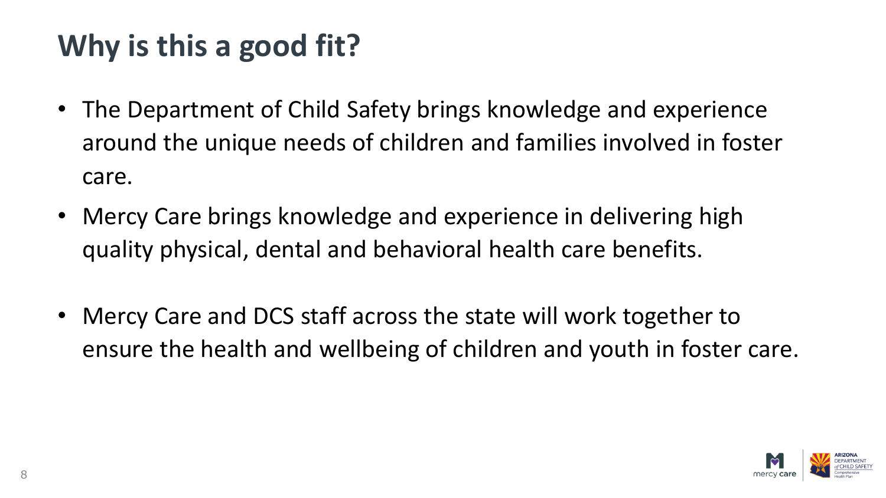# Why is this a good fit?

- The Department of Child Safety brings knowledge and experience around the unique needs of children and families involved in foster care.
- Mercy Care brings knowledge and experience in delivering high quality physical, dental and behavioral health care benefits.
- Mercy Care and DCS staff across the state will work together to ensure the health and wellbeing of children and youth in foster care.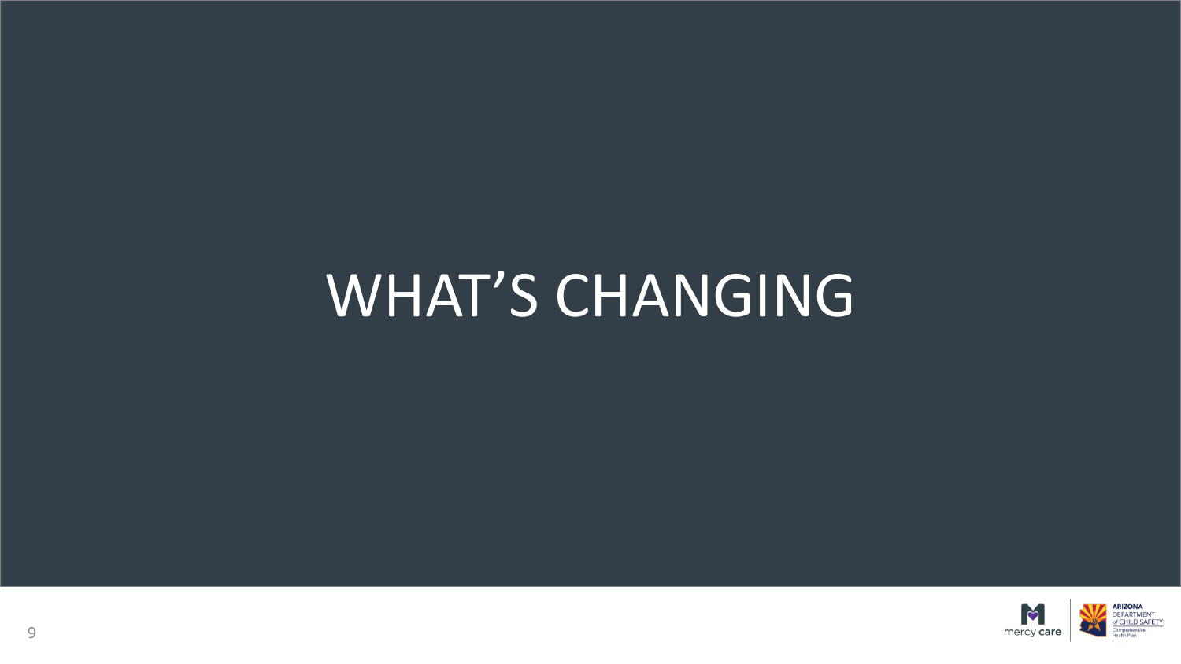# WHAT’S CHANGING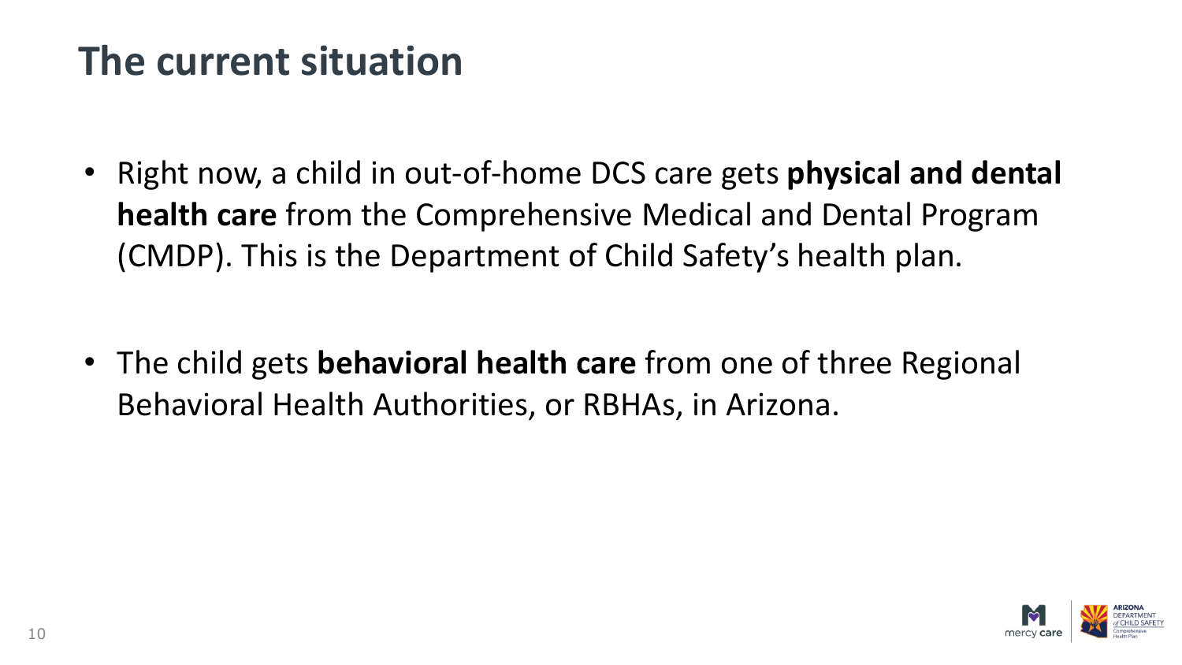# The current situation

- Right now, a child in out-of-home DCS care gets **physical and dental health care** from the Comprehensive Medical and Dental Program (CMDP). This is the Department of Child Safety's health plan.

- The child gets **behavioral health care** from one of three Regional Behavioral Health Authorities, or RBHAs, in Arizona.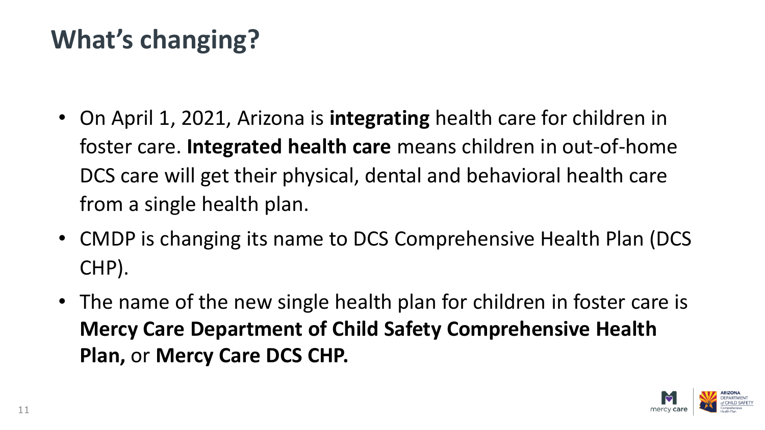# What's changing?

- On April 1, 2021, Arizona is **integrating** health care for children in foster care. **Integrated health care** means children in out-of-home DCS care will get their physical, dental and behavioral health care from a single health plan.
- CMDP is changing its name to DCS Comprehensive Health Plan (DCS CHP).
- The name of the new single health plan for children in foster care is **Mercy Care Department of Child Safety Comprehensive Health Plan,** or **Mercy Care DCS CHP.**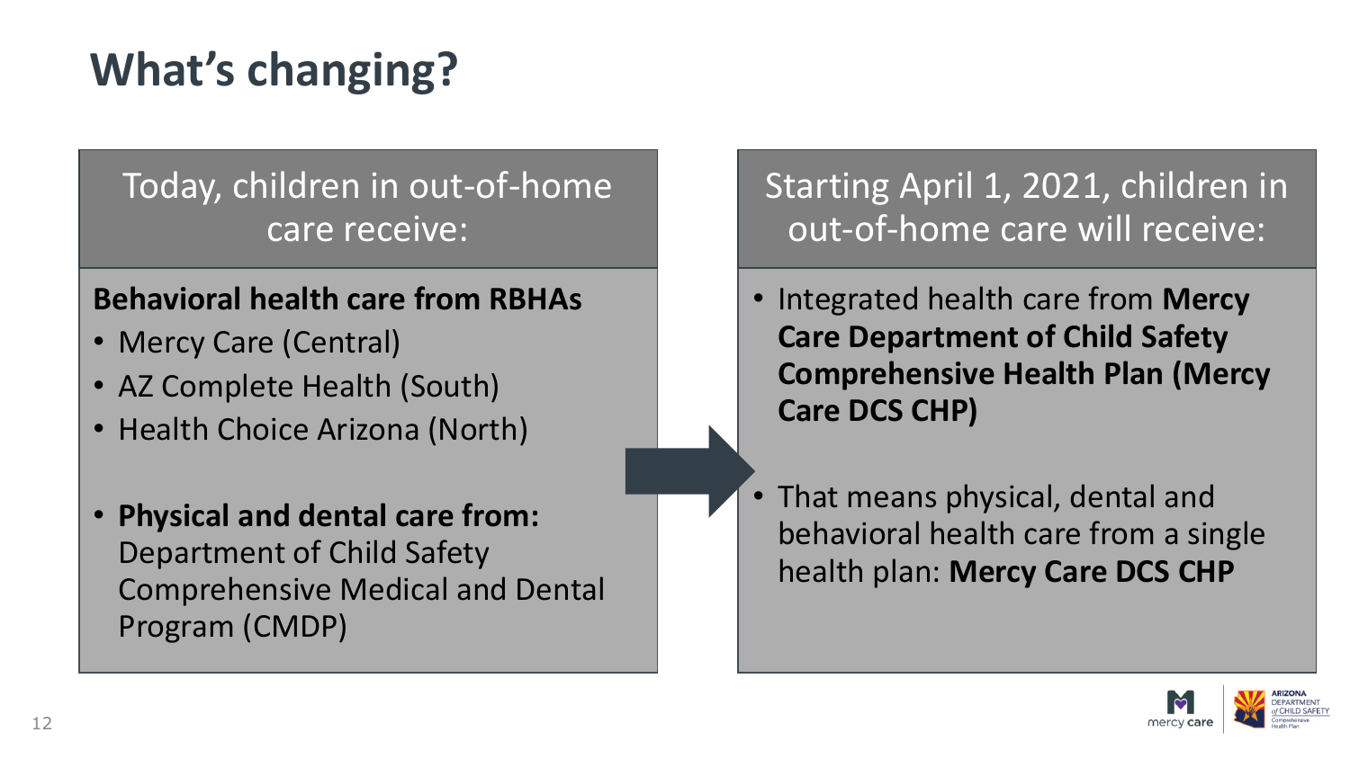# What's changing?

## Today, children in out-of-home care receive:

**Behavioral health care from RBHAs**

- Mercy Care (Central)
- AZ Complete Health (South)
- Health Choice Arizona (North)

- **Physical and dental care from:** Department of Child Safety Comprehensive Medical and Dental Program (CMDP)

## Starting April 1, 2021, children in out-of-home care will receive:

- Integrated health care from **Mercy Care Department of Child Safety Comprehensive Health Plan (Mercy Care DCS CHP)**

- That means physical, dental and behavioral health care from a single health plan: **Mercy Care DCS CHP**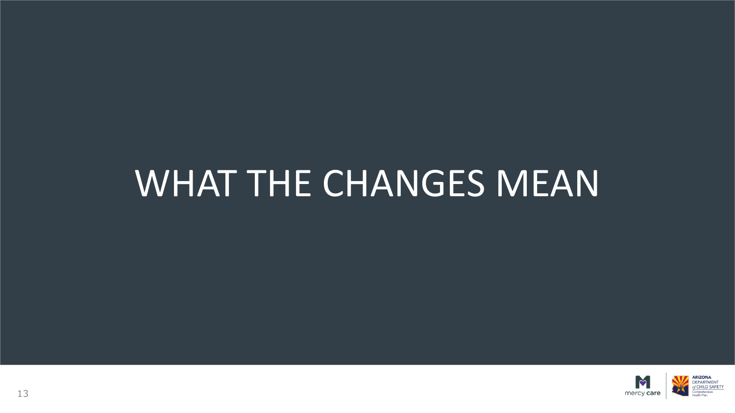# WHAT THE CHANGES MEAN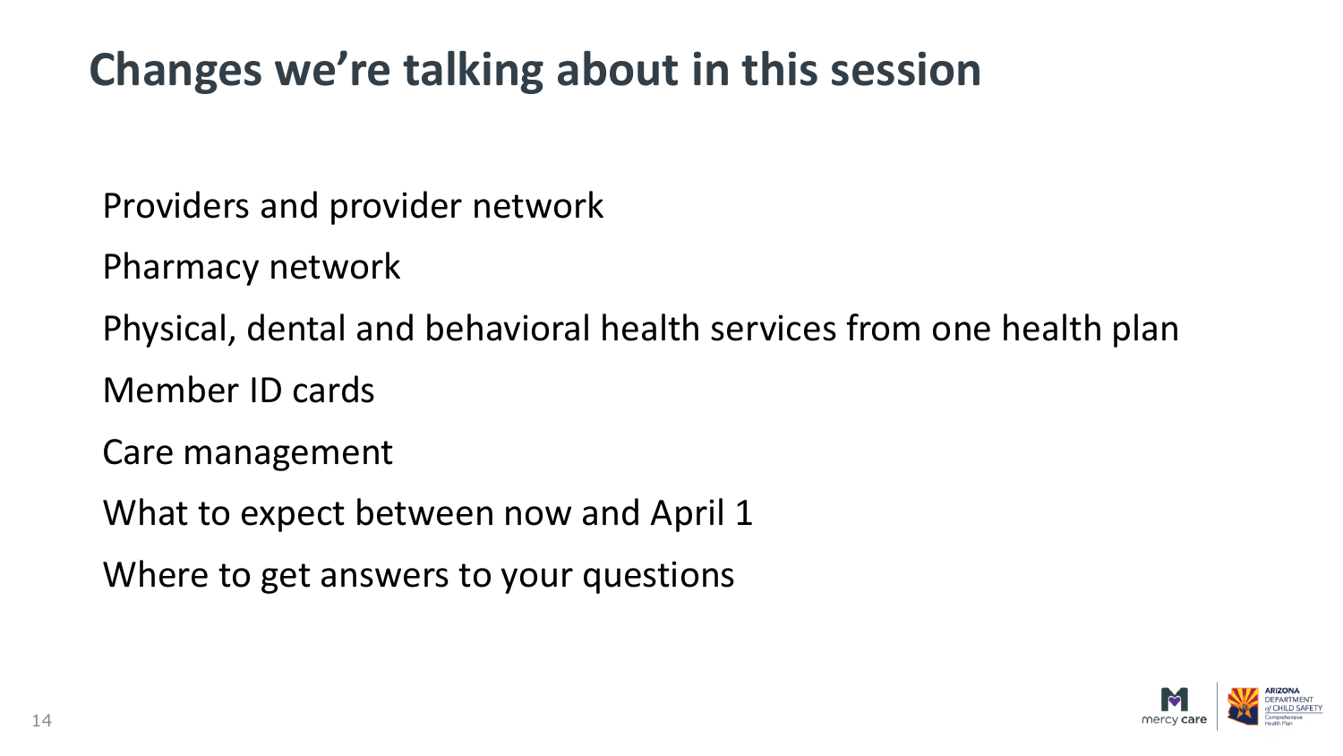# Changes we're talking about in this session

Providers and provider network

Pharmacy network

Physical, dental and behavioral health services from one health plan

Member ID cards

Care management

What to expect between now and April 1

Where to get answers to your questions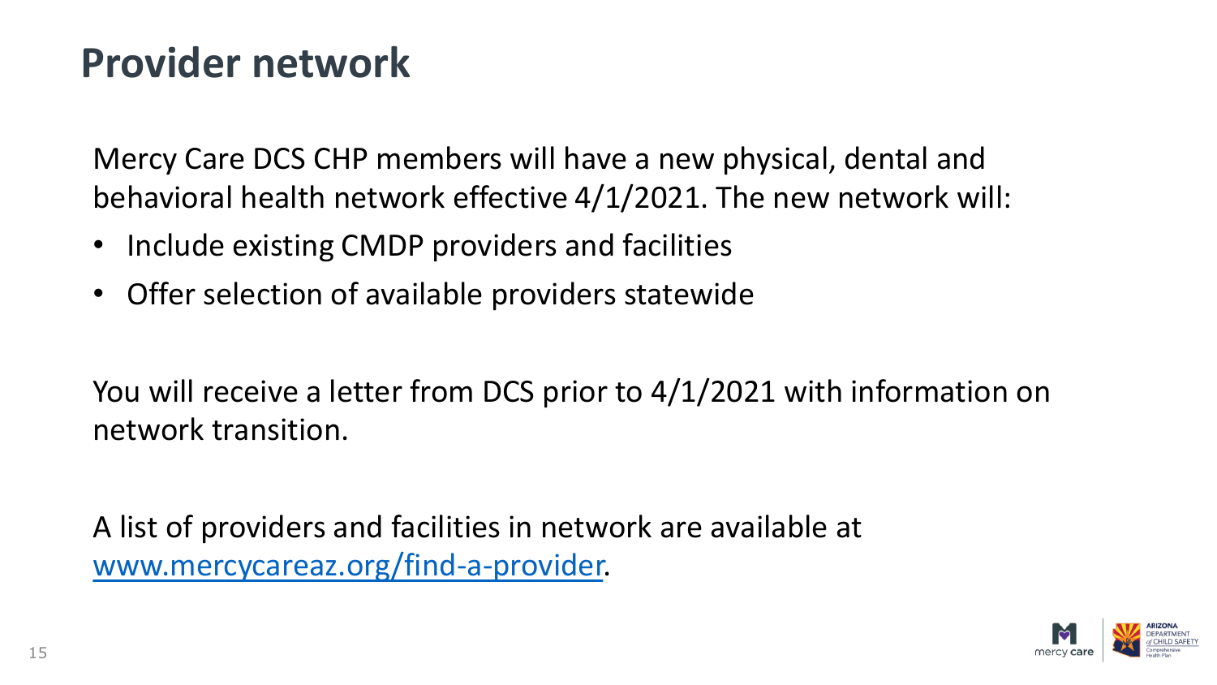# Provider network

Mercy Care DCS CHP members will have a new physical, dental and behavioral health network effective 4/1/2021. The new network will:

- Include existing CMDP providers and facilities
- Offer selection of available providers statewide

You will receive a letter from DCS prior to 4/1/2021 with information on network transition.

A list of providers and facilities in network are available at [www.mercycareaz.org/find-a-provider](www.mercycareaz.org/find-a-provider).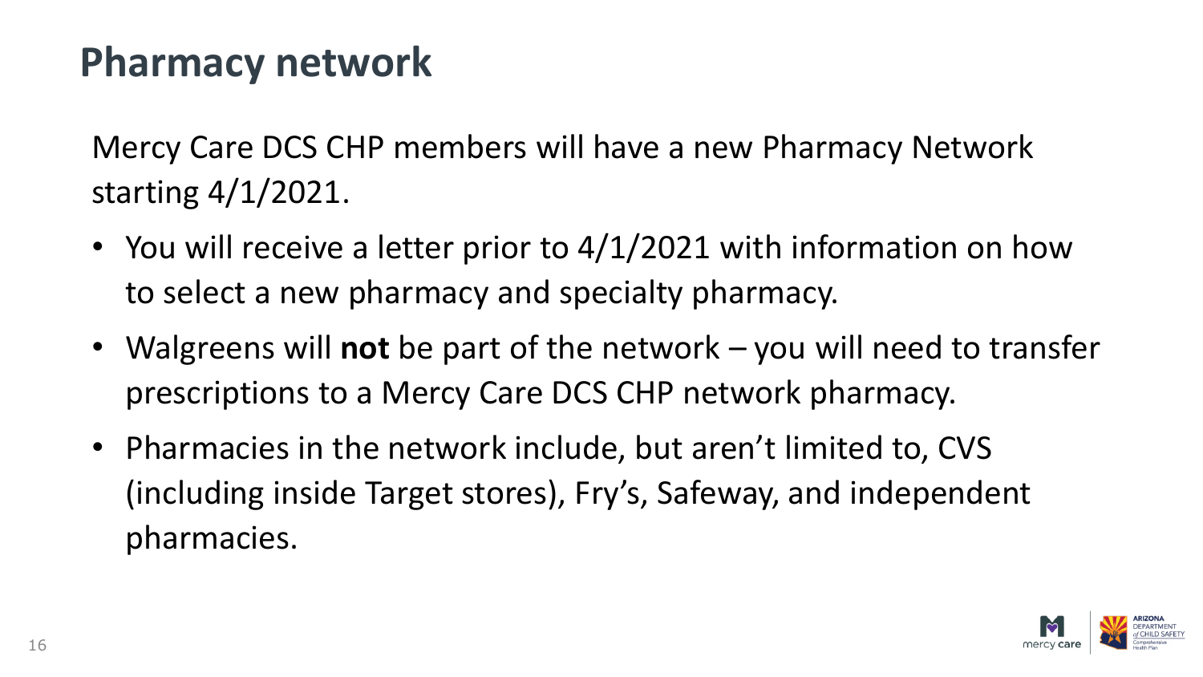# Pharmacy network

Mercy Care DCS CHP members will have a new Pharmacy Network starting 4/1/2021.

- You will receive a letter prior to 4/1/2021 with information on how to select a new pharmacy and specialty pharmacy.
- Walgreens will **not** be part of the network – you will need to transfer prescriptions to a Mercy Care DCS CHP network pharmacy.
- Pharmacies in the network include, but aren't limited to, CVS (including inside Target stores), Fry's, Safeway, and independent pharmacies.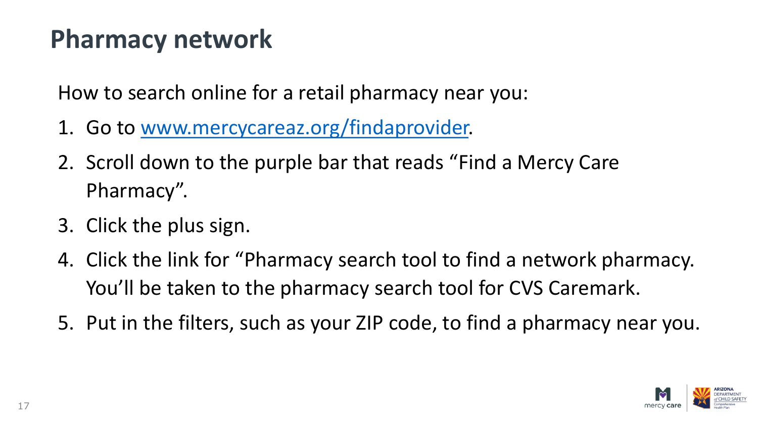# Pharmacy network

How to search online for a retail pharmacy near you:

1. Go to [www.mercycareaz.org/findaprovider](www.mercycareaz.org/findaprovider).
2. Scroll down to the purple bar that reads “Find a Mercy Care Pharmacy”.
3. Click the plus sign.
4. Click the link for “Pharmacy search tool to find a network pharmacy. You’ll be taken to the pharmacy search tool for CVS Caremark.
5. Put in the filters, such as your ZIP code, to find a pharmacy near you.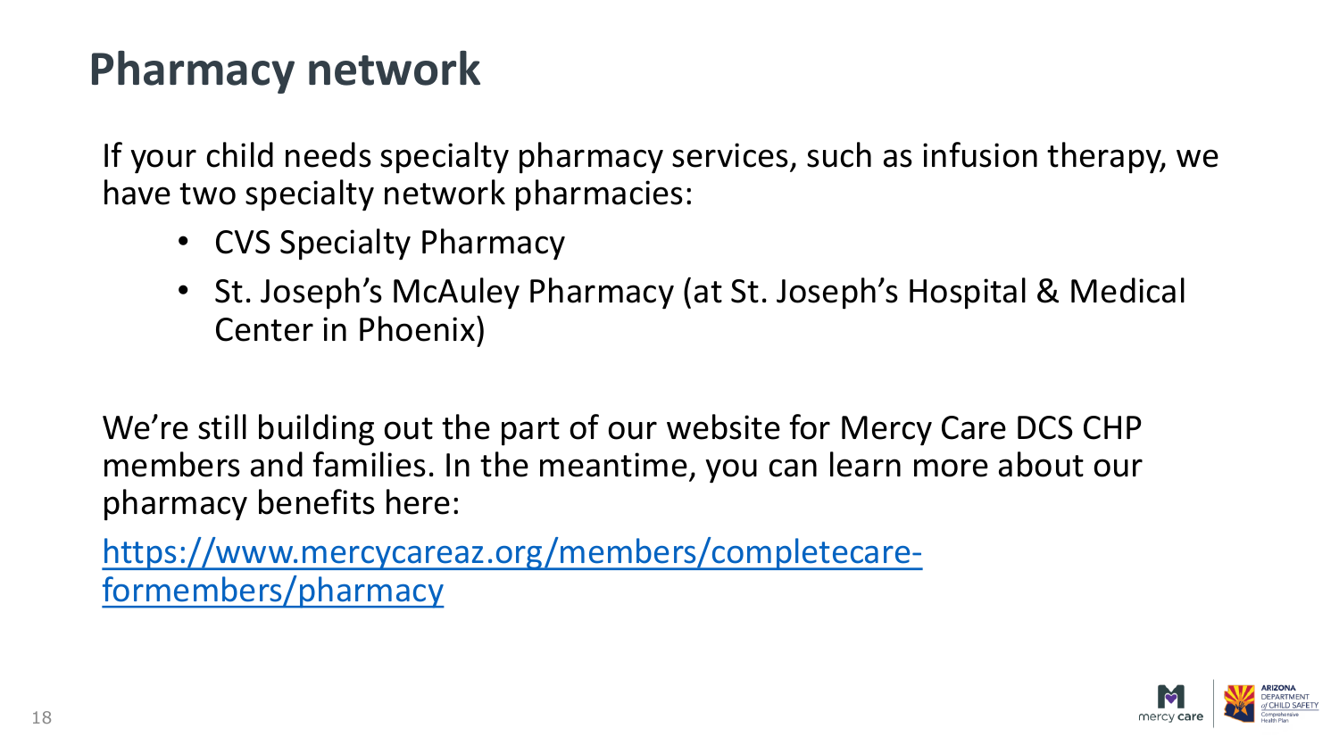# Pharmacy network

If your child needs specialty pharmacy services, such as infusion therapy, we have two specialty network pharmacies:

- CVS Specialty Pharmacy
- St. Joseph's McAuley Pharmacy (at St. Joseph's Hospital & Medical Center in Phoenix)

We're still building out the part of our website for Mercy Care DCS CHP members and families. In the meantime, you can learn more about our pharmacy benefits here:

https://www.mercycareaz.org/members/completecare-formembers/pharmacy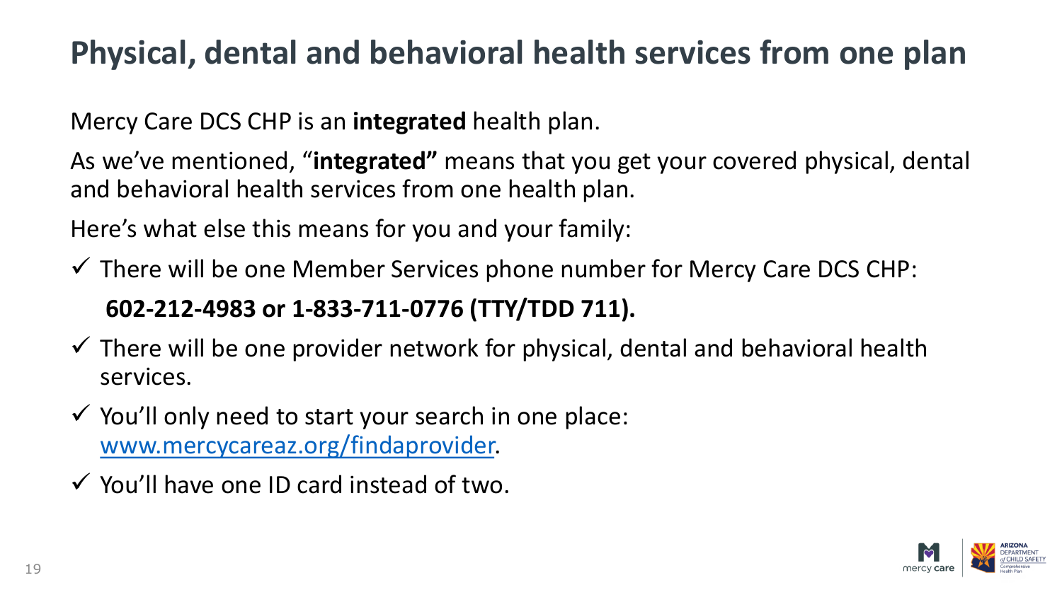# Physical, dental and behavioral health services from one plan

Mercy Care DCS CHP is an **integrated** health plan.

As we've mentioned, "**integrated"** means that you get your covered physical, dental and behavioral health services from one health plan.

Here's what else this means for you and your family:

- ✓ There will be one Member Services phone number for Mercy Care DCS CHP:

  **602-212-4983 or 1-833-711-0776 (TTY/TDD 711).**

- ✓ There will be one provider network for physical, dental and behavioral health services.
- ✓ You'll only need to start your search in one place: [www.mercycareaz.org/findaprovider](www.mercycareaz.org/findaprovider).
- ✓ You'll have one ID card instead of two.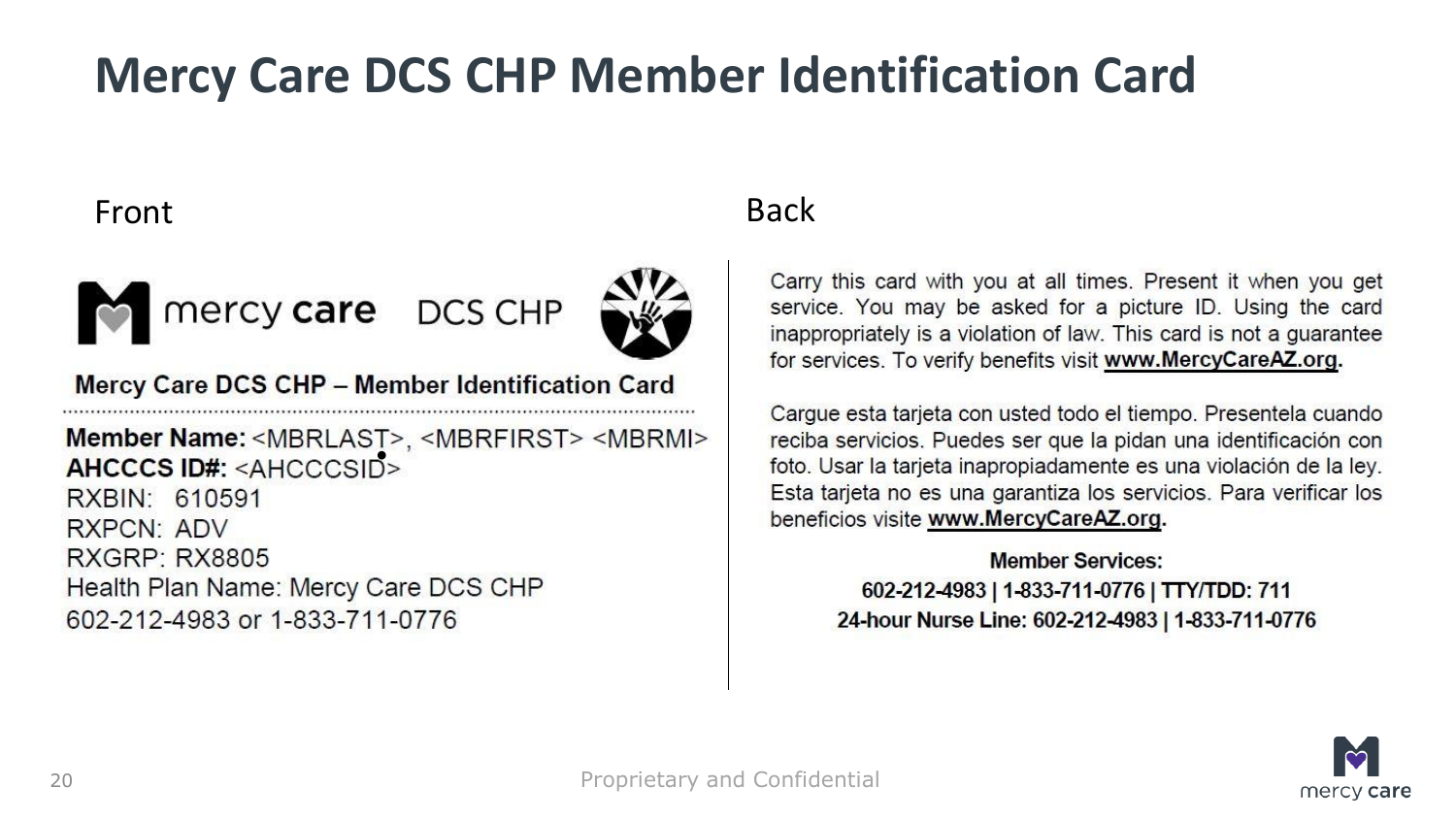# Mercy Care DCS CHP Member Identification Card

## Front

mercy care DCS CHP

**Mercy Care DCS CHP – Member Identification Card**

**Member Name:** <MBRLAST>, <MBRFIRST> <MBRMI>
**AHCCCS ID#:** <AHCCCSID>
RXBIN: 610591
RXPCN: ADV
RXGRP: RX8805
Health Plan Name: Mercy Care DCS CHP
602-212-4983 or 1-833-711-0776

## Back

Carry this card with you at all times. Present it when you get service. You may be asked for a picture ID. Using the card inappropriately is a violation of law. This card is not a guarantee for services. To verify benefits visit **www.MercyCareAZ.org**.

Cargue esta tarjeta con usted todo el tiempo. Presentela cuando reciba servicios. Puedes ser que la pidan una identificación con foto. Usar la tarjeta inapropiadamente es una violación de la ley. Esta tarjeta no es una garantiza los servicios. Para verificar los beneficios visite **www.MercyCareAZ.org**.

**Member Services:**
**602-212-4983 | 1-833-711-0776 | TTY/TDD: 711**
**24-hour Nurse Line: 602-212-4983 | 1-833-711-0776**

Proprietary and Confidential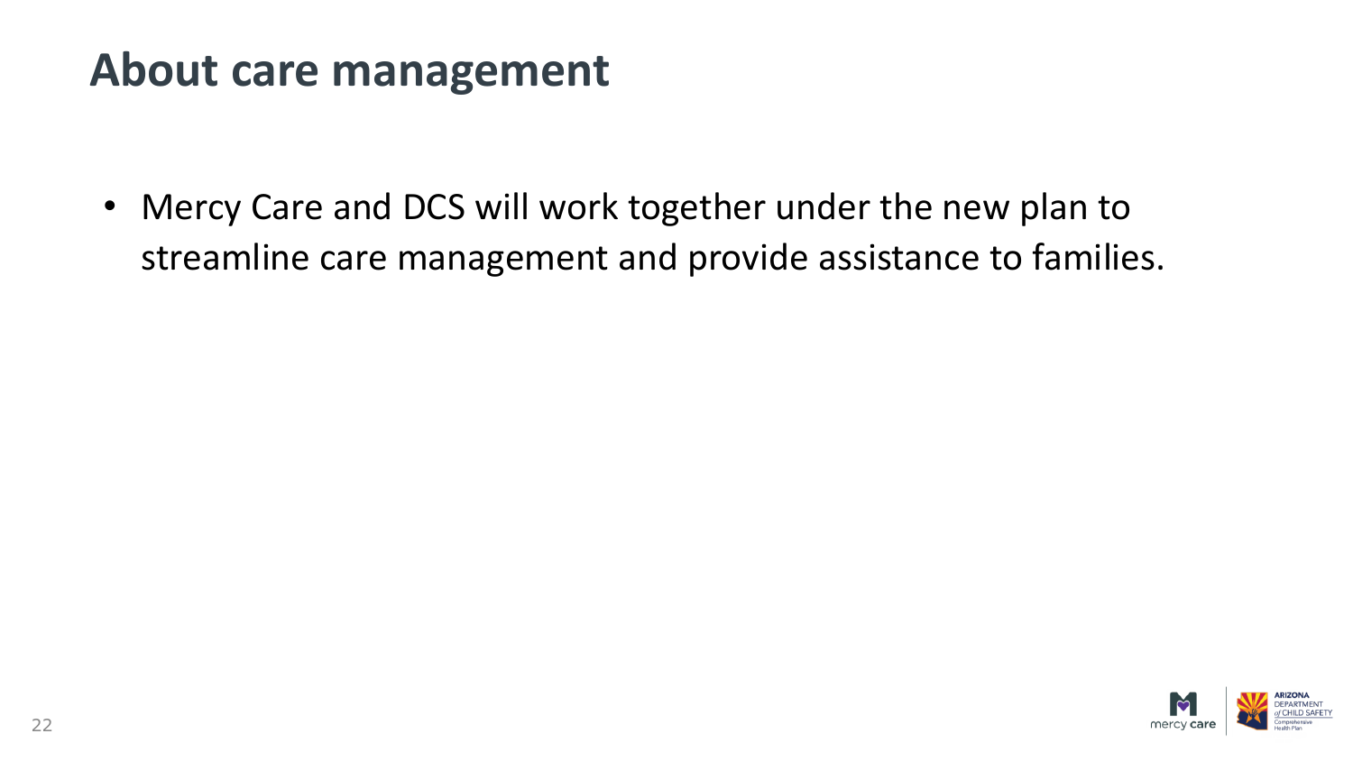# About care management

- Mercy Care and DCS will work together under the new plan to streamline care management and provide assistance to families.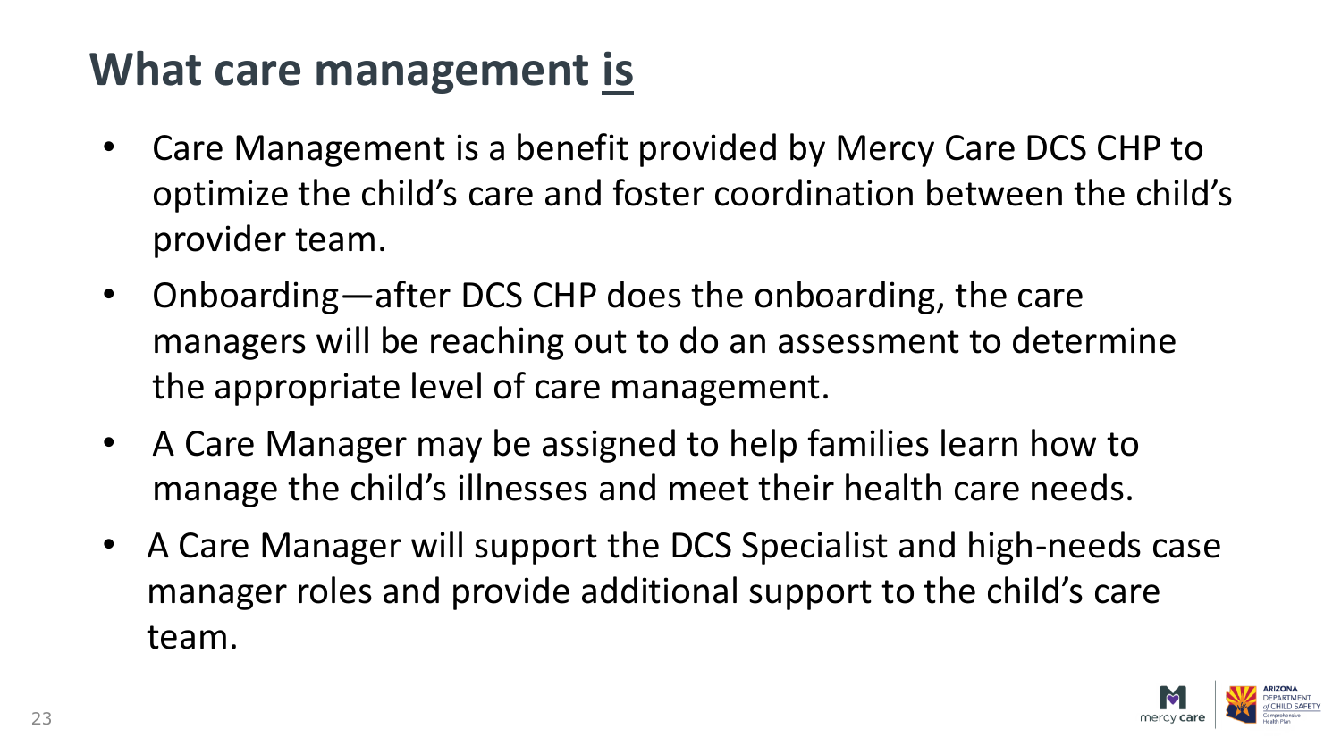# What care management is

- Care Management is a benefit provided by Mercy Care DCS CHP to optimize the child's care and foster coordination between the child's provider team.
- Onboarding—after DCS CHP does the onboarding, the care managers will be reaching out to do an assessment to determine the appropriate level of care management.
- A Care Manager may be assigned to help families learn how to manage the child's illnesses and meet their health care needs.
- A Care Manager will support the DCS Specialist and high-needs case manager roles and provide additional support to the child's care team.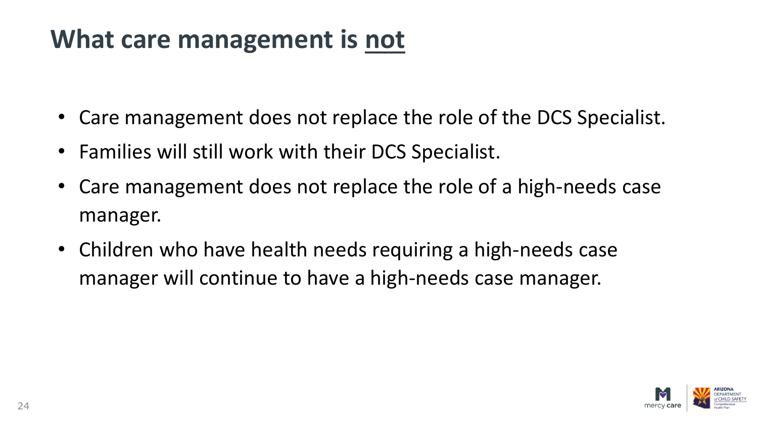# What care management is <u>not</u>

- Care management does not replace the role of the DCS Specialist.
- Families will still work with their DCS Specialist.
- Care management does not replace the role of a high-needs case manager.
- Children who have health needs requiring a high-needs case manager will continue to have a high-needs case manager.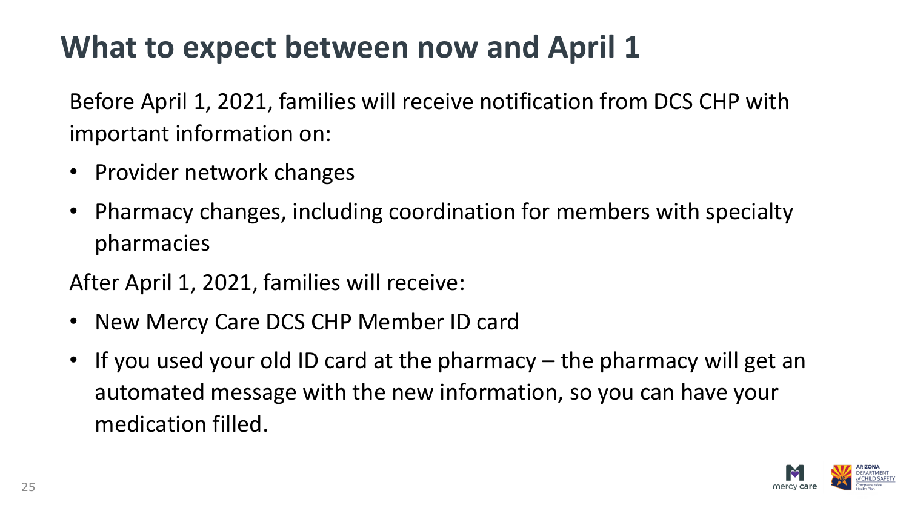# What to expect between now and April 1

Before April 1, 2021, families will receive notification from DCS CHP with important information on:

- Provider network changes
- Pharmacy changes, including coordination for members with specialty pharmacies

After April 1, 2021, families will receive:

- New Mercy Care DCS CHP Member ID card
- If you used your old ID card at the pharmacy – the pharmacy will get an automated message with the new information, so you can have your medication filled.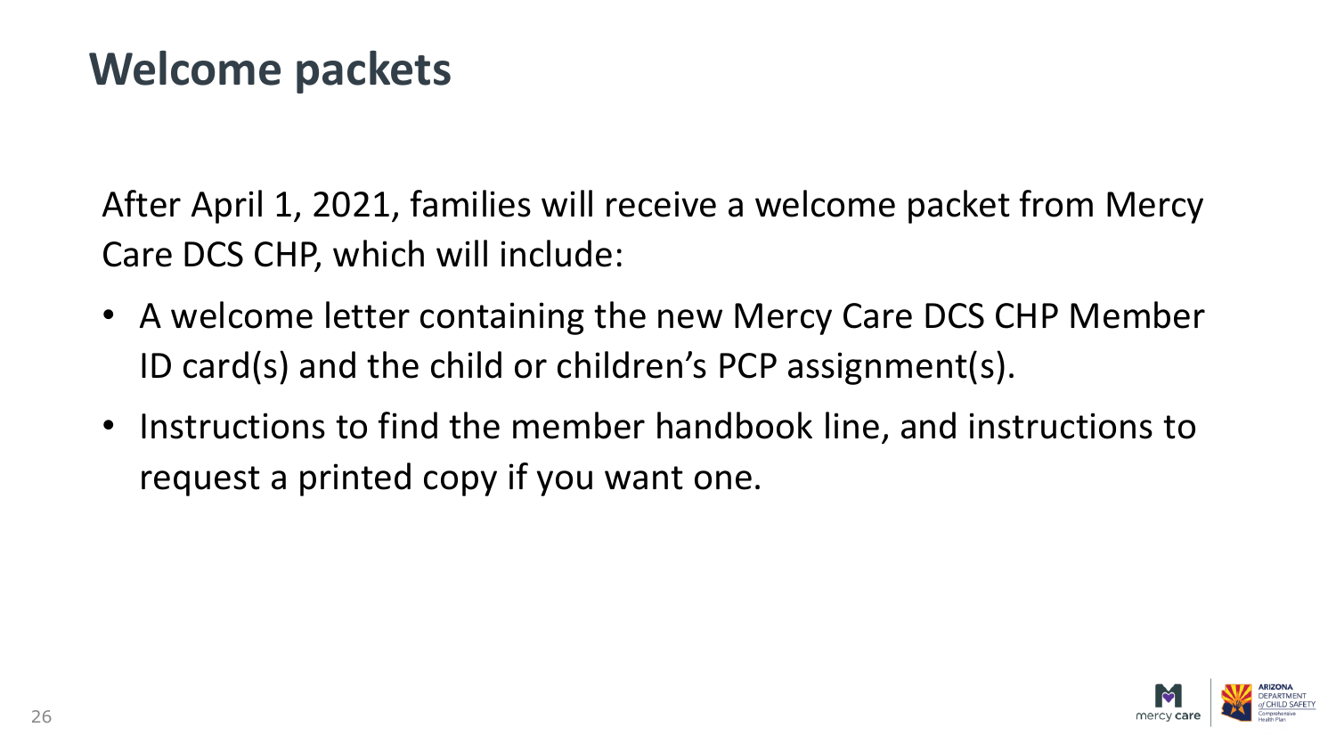# Welcome packets

After April 1, 2021, families will receive a welcome packet from Mercy Care DCS CHP, which will include:

- A welcome letter containing the new Mercy Care DCS CHP Member ID card(s) and the child or children's PCP assignment(s).
- Instructions to find the member handbook line, and instructions to request a printed copy if you want one.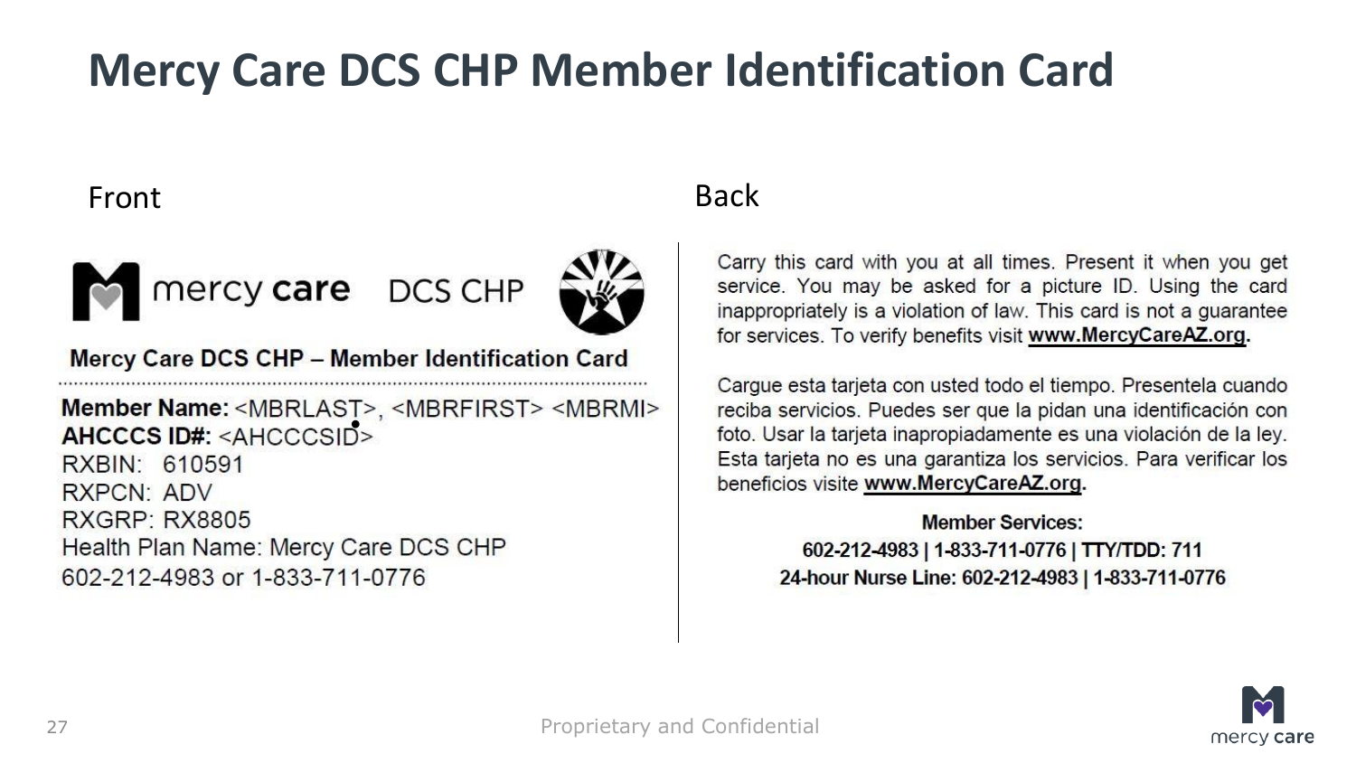# Mercy Care DCS CHP Member Identification Card

## Front

mercy care DCS CHP

**Mercy Care DCS CHP – Member Identification Card**

**Member Name:** <MBRLAST>, <MBRFIRST> <MBRMI>
**AHCCCS ID#:** <AHCCCSID>
RXBIN: 610591
RXPCN: ADV
RXGRP: RX8805
Health Plan Name: Mercy Care DCS CHP
602-212-4983 or 1-833-711-0776

## Back

Carry this card with you at all times. Present it when you get service. You may be asked for a picture ID. Using the card inappropriately is a violation of law. This card is not a guarantee for services. To verify benefits visit **www.MercyCareAZ.org**.

Cargue esta tarjeta con usted todo el tiempo. Presentela cuando reciba servicios. Puedes ser que la pidan una identificación con foto. Usar la tarjeta inapropiadamente es una violación de la ley. Esta tarjeta no es una garantiza los servicios. Para verificar los beneficios visite **www.MercyCareAZ.org**.

**Member Services:**
**602-212-4983 | 1-833-711-0776 | TTY/TDD: 711**
**24-hour Nurse Line: 602-212-4983 | 1-833-711-0776**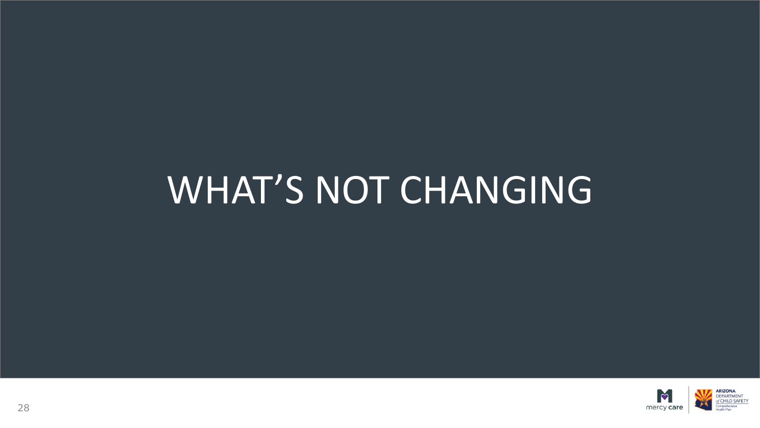# WHAT'S NOT CHANGING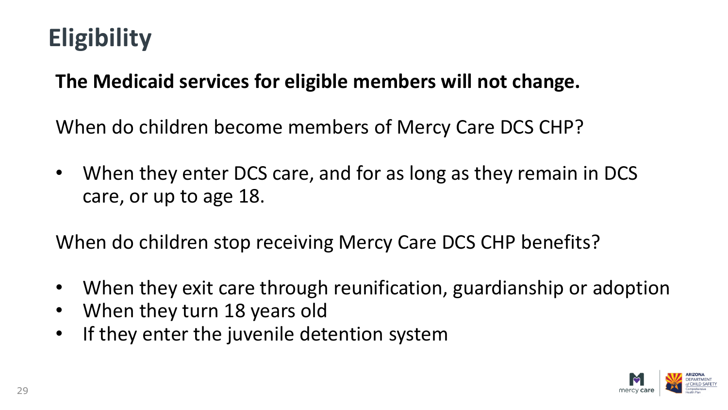# Eligibility

**The Medicaid services for eligible members will not change.**

When do children become members of Mercy Care DCS CHP?

- When they enter DCS care, and for as long as they remain in DCS care, or up to age 18.

When do children stop receiving Mercy Care DCS CHP benefits?

- When they exit care through reunification, guardianship or adoption
- When they turn 18 years old
- If they enter the juvenile detention system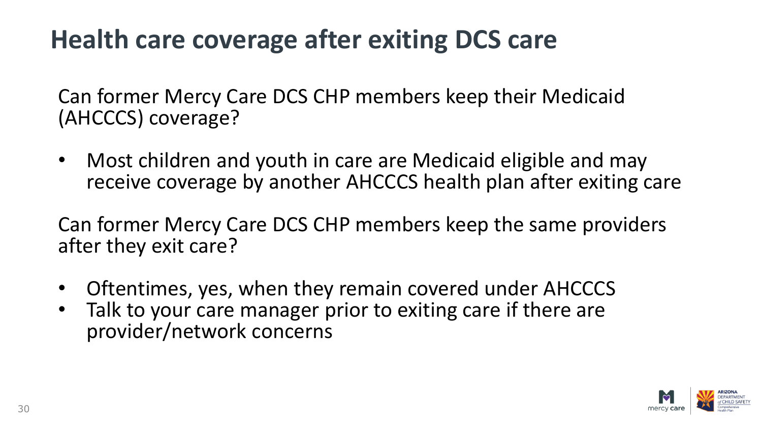# Health care coverage after exiting DCS care

Can former Mercy Care DCS CHP members keep their Medicaid (AHCCCS) coverage?

- Most children and youth in care are Medicaid eligible and may receive coverage by another AHCCCS health plan after exiting care

Can former Mercy Care DCS CHP members keep the same providers after they exit care?

- Oftentimes, yes, when they remain covered under AHCCCS
- Talk to your care manager prior to exiting care if there are provider/network concerns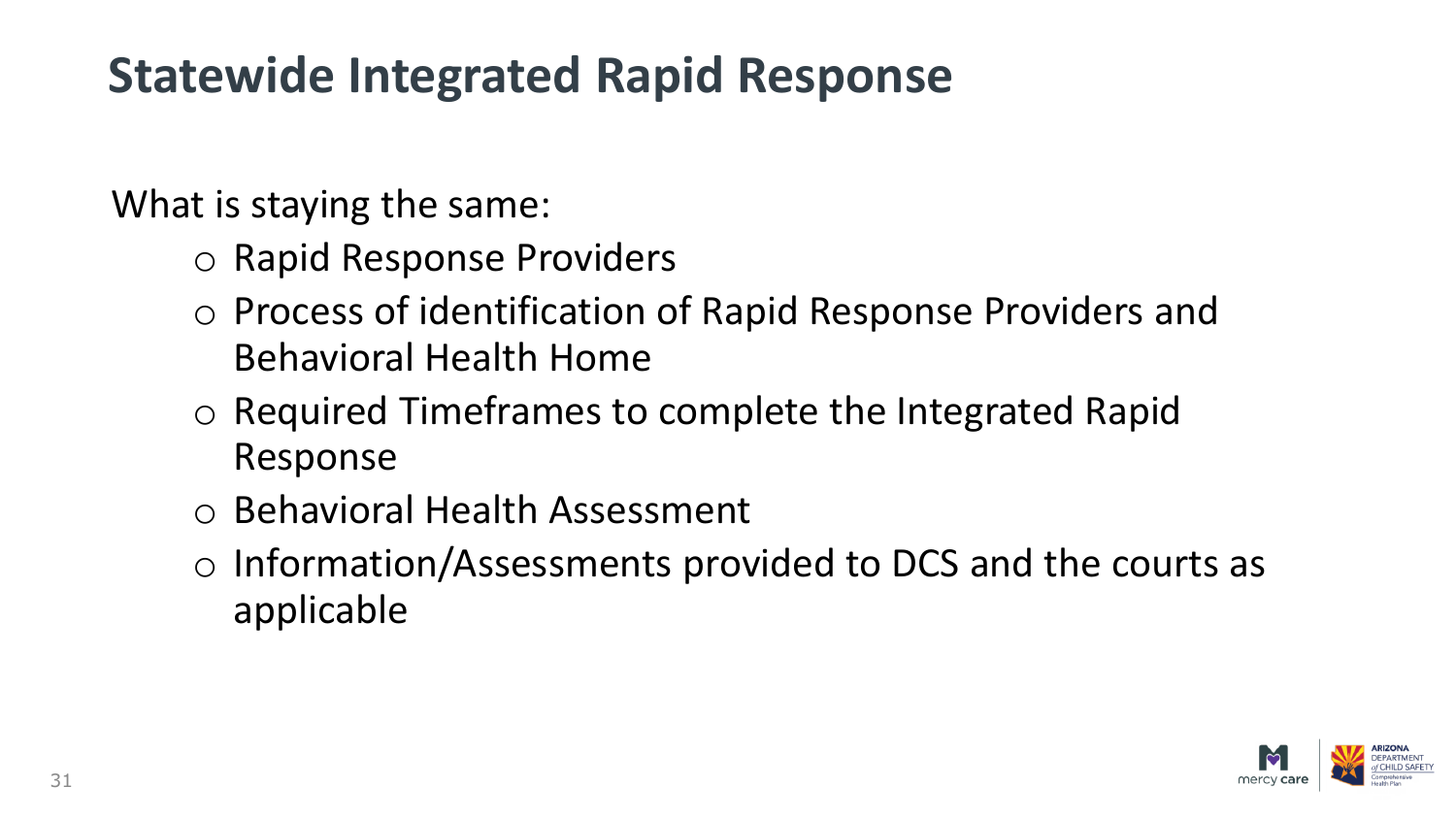# Statewide Integrated Rapid Response

What is staying the same:

- Rapid Response Providers
- Process of identification of Rapid Response Providers and Behavioral Health Home
- Required Timeframes to complete the Integrated Rapid Response
- Behavioral Health Assessment
- Information/Assessments provided to DCS and the courts as applicable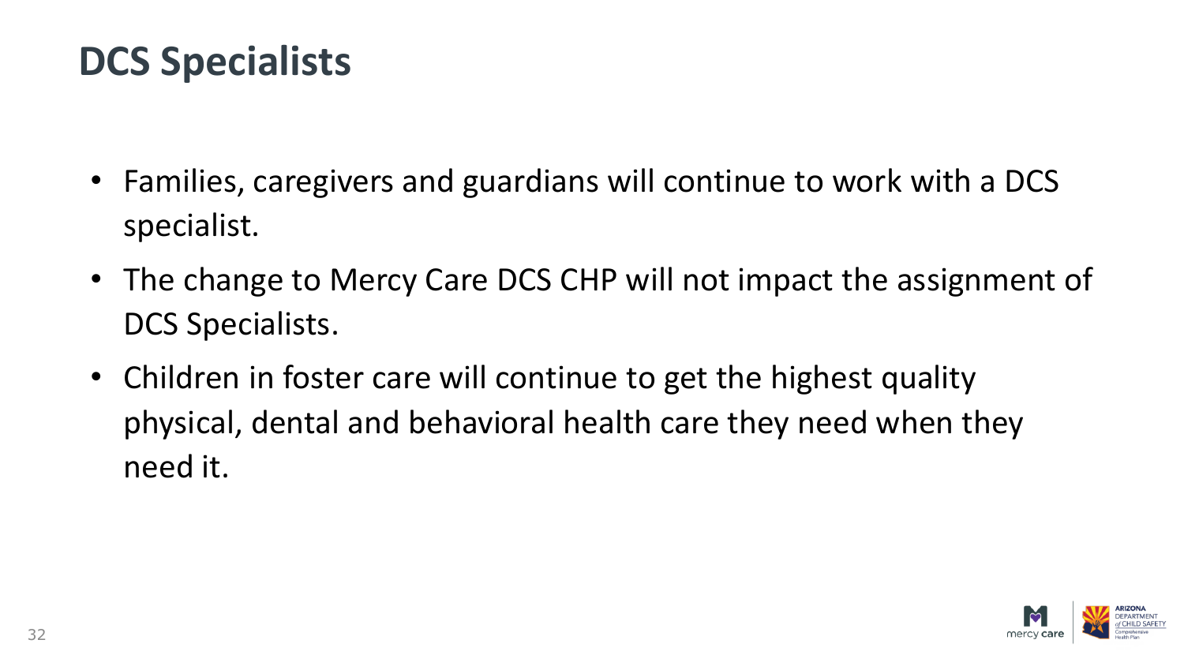# DCS Specialists

- Families, caregivers and guardians will continue to work with a DCS specialist.
- The change to Mercy Care DCS CHP will not impact the assignment of DCS Specialists.
- Children in foster care will continue to get the highest quality physical, dental and behavioral health care they need when they need it.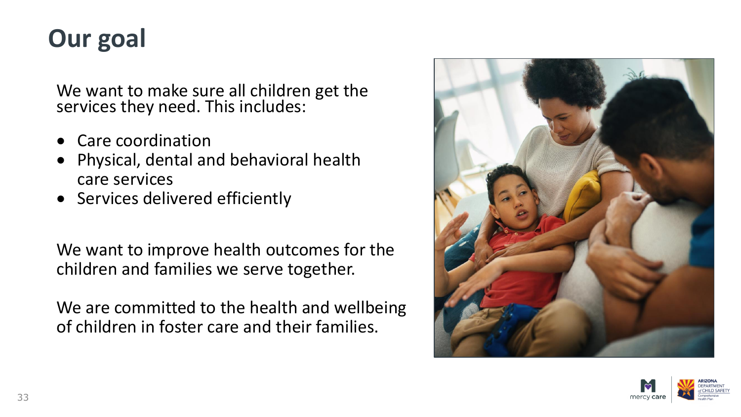# Our goal

We want to make sure all children get the services they need. This includes:

- Care coordination
- Physical, dental and behavioral health care services
- Services delivered efficiently

We want to improve health outcomes for the children and families we serve together.

We are committed to the health and wellbeing of children in foster care and their families.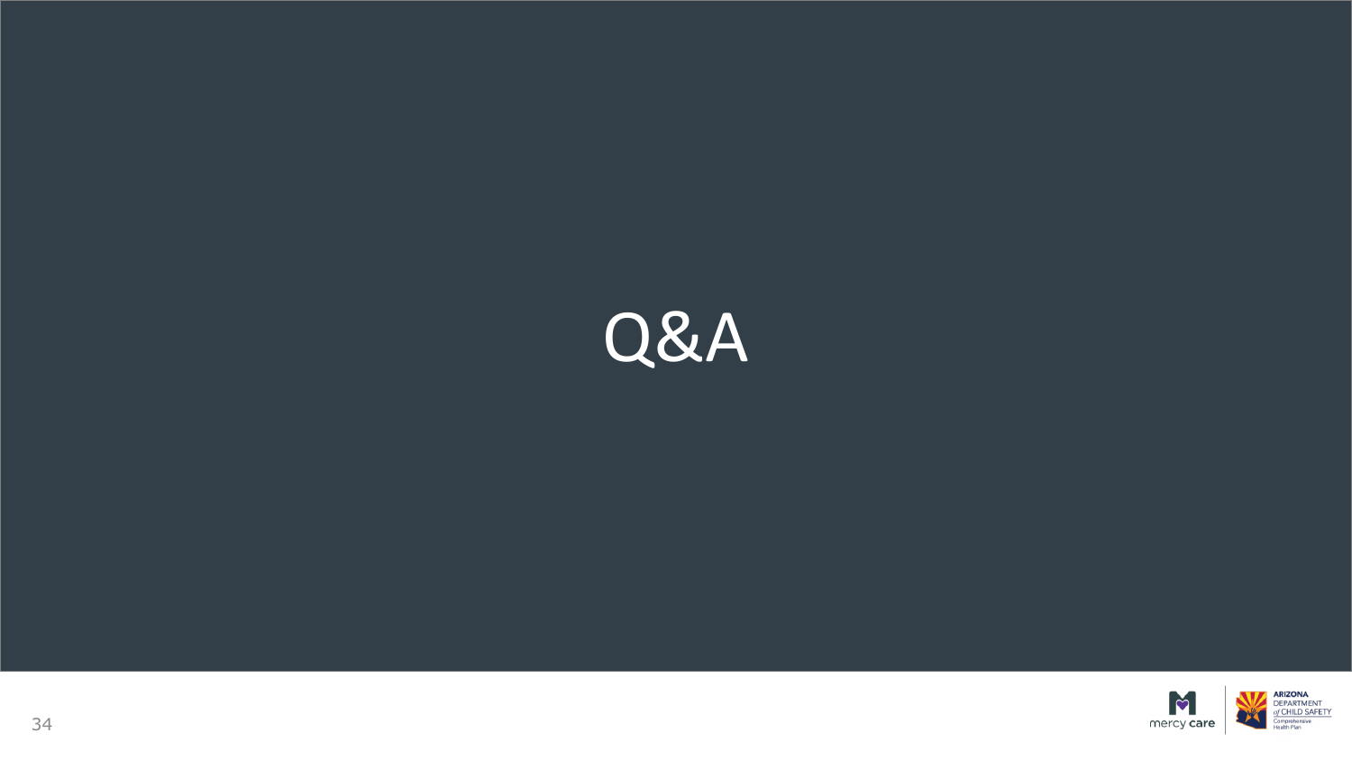# Q&A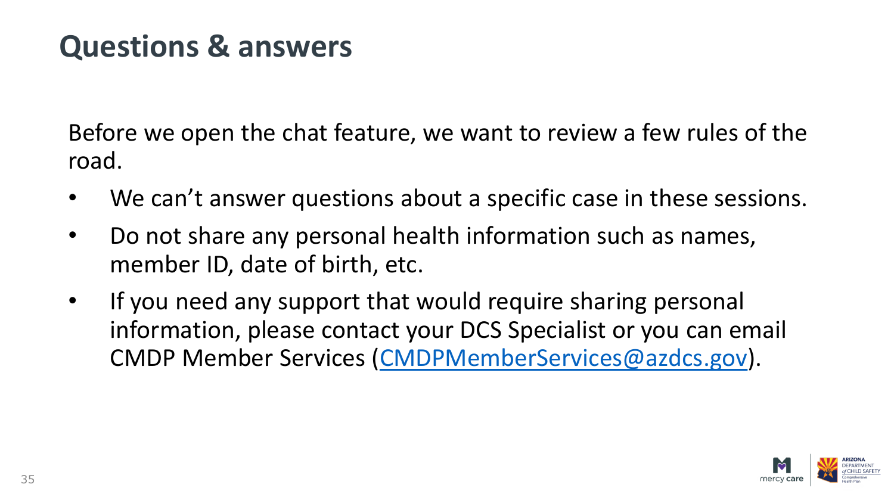# Questions & answers

Before we open the chat feature, we want to review a few rules of the road.

- We can't answer questions about a specific case in these sessions.
- Do not share any personal health information such as names, member ID, date of birth, etc.
- If you need any support that would require sharing personal information, please contact your DCS Specialist or you can email CMDP Member Services (CMDPMemberServices@azdcs.gov).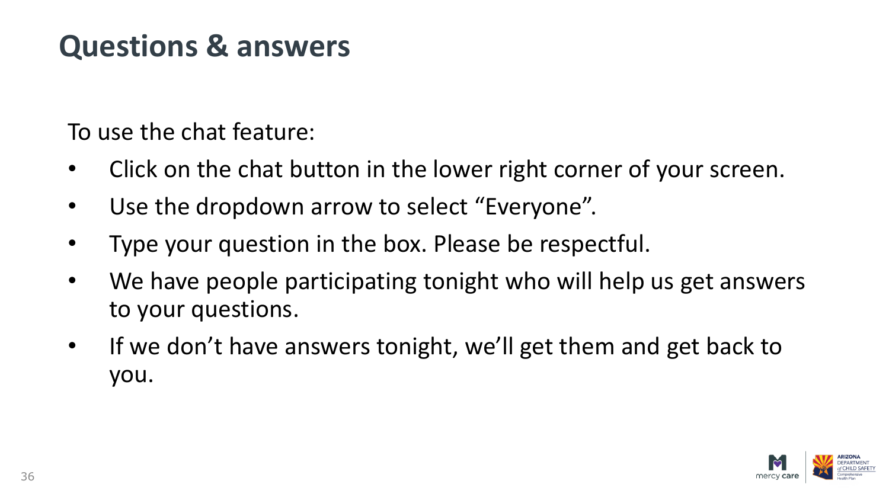# Questions & answers

To use the chat feature:

- Click on the chat button in the lower right corner of your screen.
- Use the dropdown arrow to select "Everyone".
- Type your question in the box. Please be respectful.
- We have people participating tonight who will help us get answers to your questions.
- If we don't have answers tonight, we'll get them and get back to you.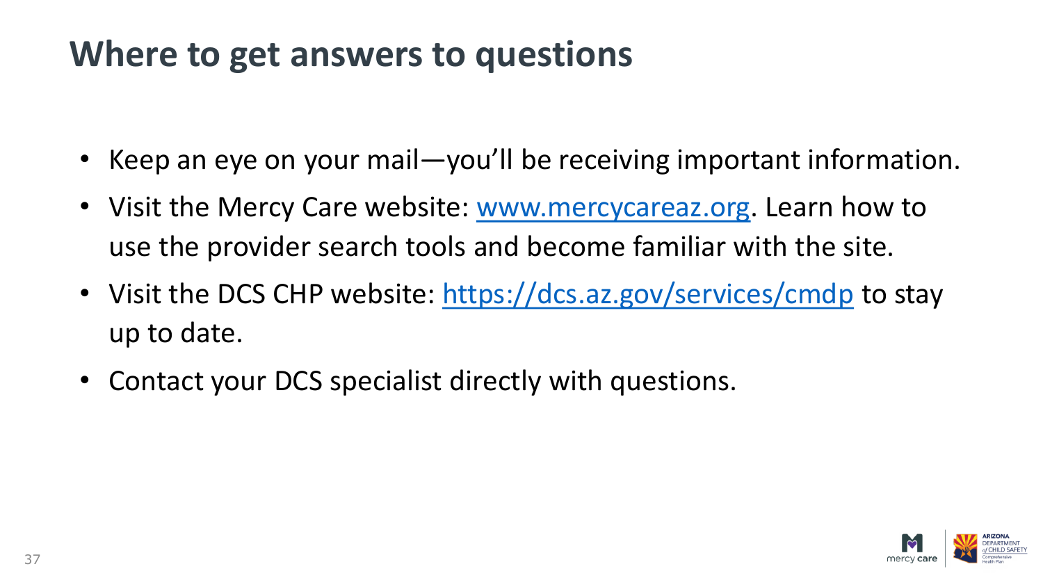# Where to get answers to questions

- Keep an eye on your mail—you'll be receiving important information.
- Visit the Mercy Care website: [www.mercycareaz.org](http://www.mercycareaz.org). Learn how to use the provider search tools and become familiar with the site.
- Visit the DCS CHP website: [https://dcs.az.gov/services/cmdp](https://dcs.az.gov/services/cmdp) to stay up to date.
- Contact your DCS specialist directly with questions.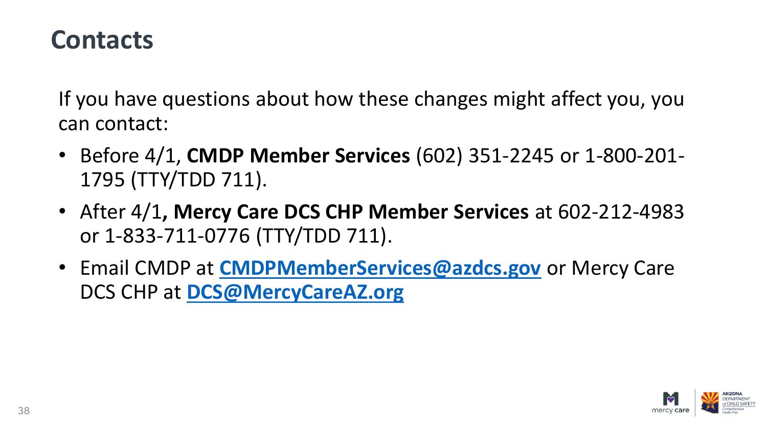# Contacts

If you have questions about how these changes might affect you, you can contact:

- Before 4/1, **CMDP Member Services** (602) 351-2245 or 1-800-201-1795 (TTY/TDD 711).
- After 4/1**, Mercy Care DCS CHP Member Services** at 602-212-4983 or 1-833-711-0776 (TTY/TDD 711).
- Email CMDP at **CMDPMemberServices@azdcs.gov** or Mercy Care DCS CHP at **DCS@MercyCareAZ.org**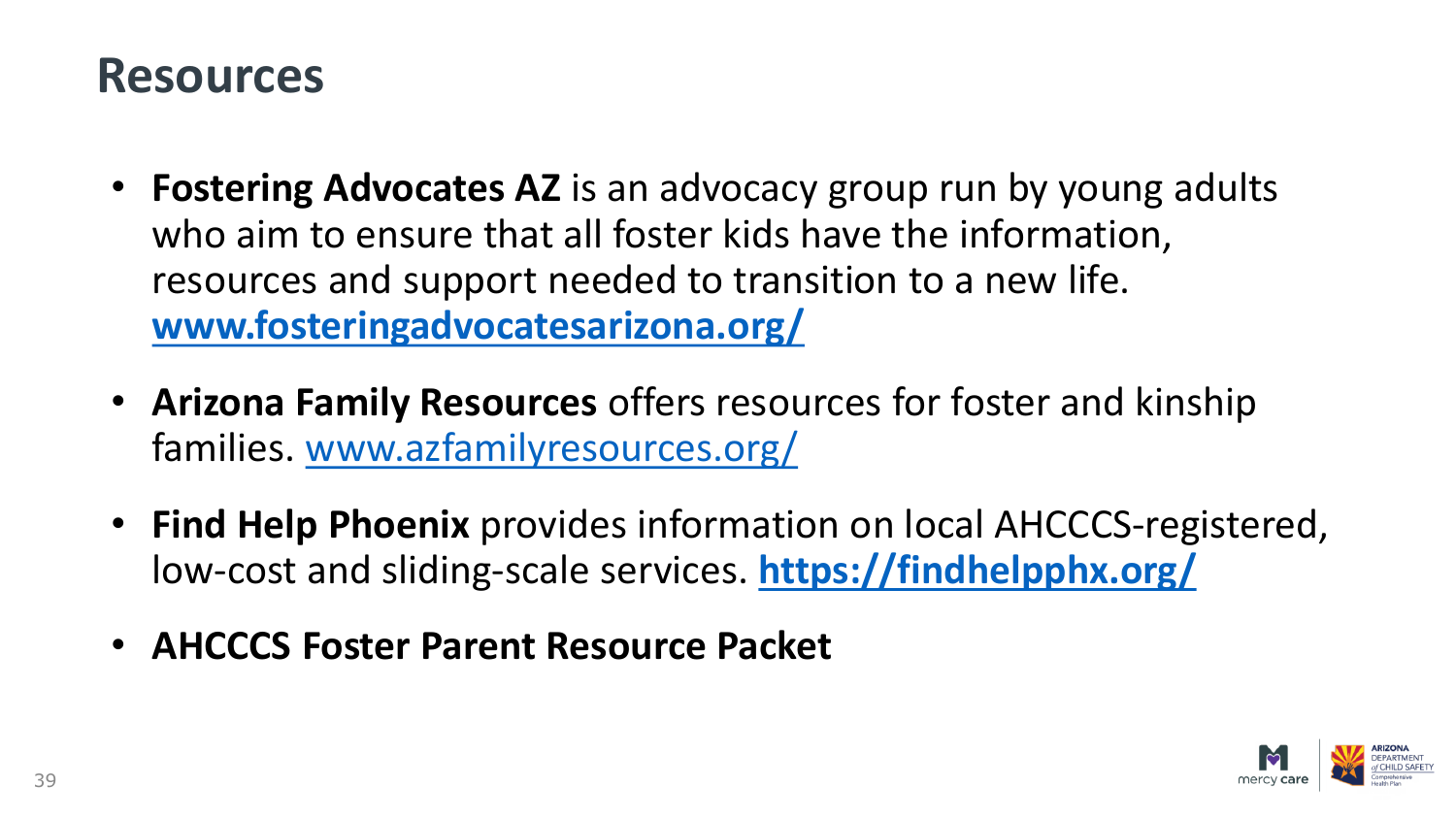# Resources

- **Fostering Advocates AZ** is an advocacy group run by young adults who aim to ensure that all foster kids have the information, resources and support needed to transition to a new life. **www.fosteringadvocatesarizona.org/**
- **Arizona Family Resources** offers resources for foster and kinship families. www.azfamilyresources.org/
- **Find Help Phoenix** provides information on local AHCCCS-registered, low-cost and sliding-scale services. **https://findhelpphx.org/**
- **AHCCCS Foster Parent Resource Packet**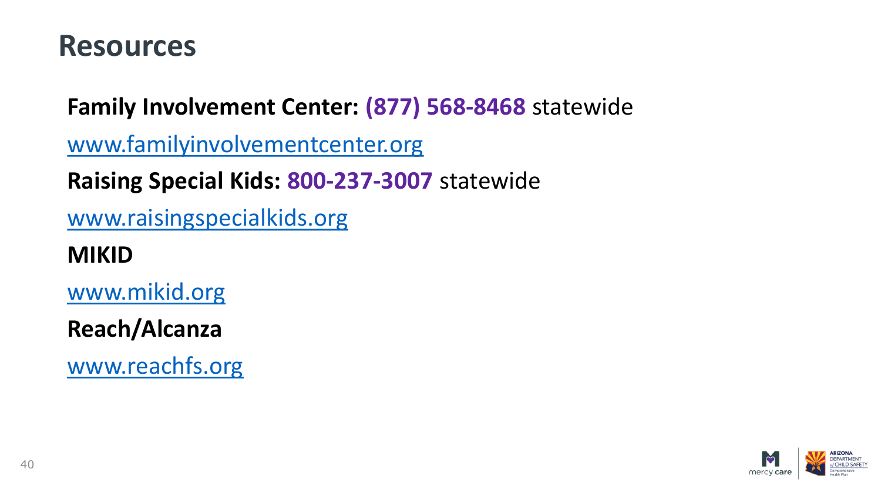# Resources

**Family Involvement Center: (877) 568-8468** statewide

www.familyinvolvementcenter.org

**Raising Special Kids: 800-237-3007** statewide

www.raisingspecialkids.org

**MIKID**

www.mikid.org

**Reach/Alcanza**

www.reachfs.org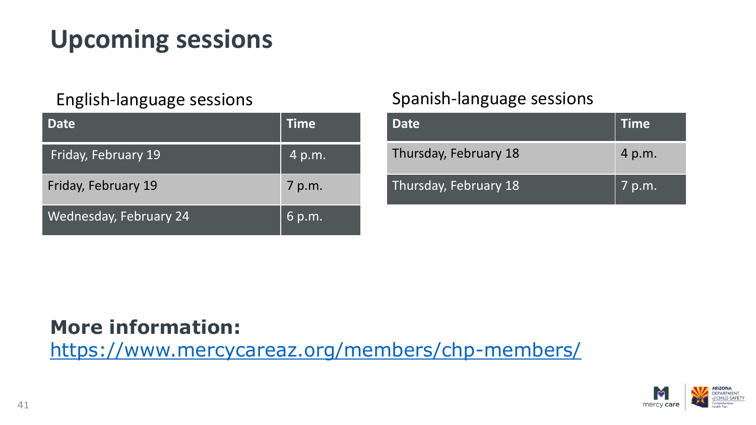# Upcoming sessions

English-language sessions

| Date | Time |
| --- | --- |
| Friday, February 19 | 4 p.m. |
| Friday, February 19 | 7 p.m. |
| Wednesday, February 24 | 6 p.m. |

Spanish-language sessions

| Date | Time |
| --- | --- |
| Thursday, February 18 | 4 p.m. |
| Thursday, February 18 | 7 p.m. |

**More information:**
https://www.mercycareaz.org/members/chp-members/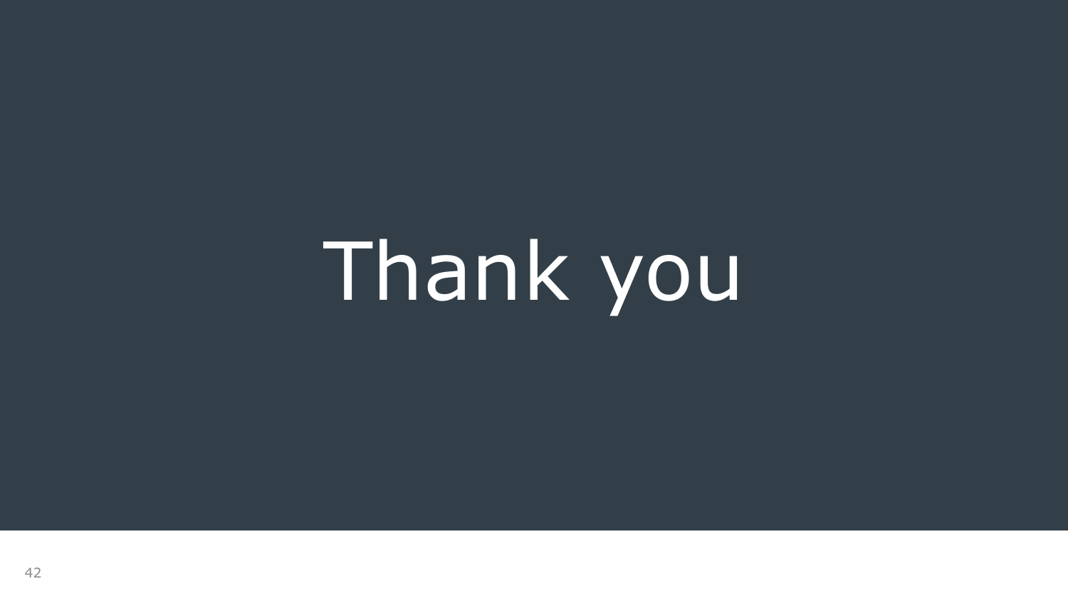# Thank you